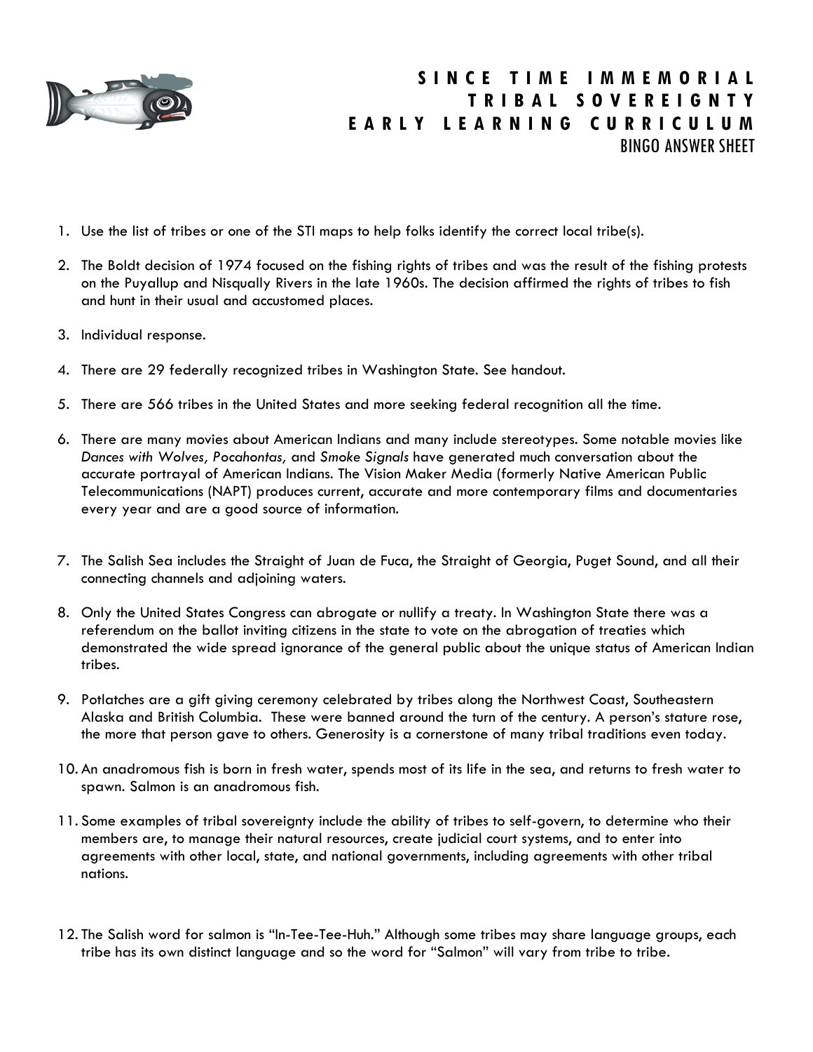# SINCE TIME IMMEMORIAL TRIBAL SOVEREIGNTY EARLY LEARNING CURRICULUM

## BINGO ANSWER SHEET

1. Use the list of tribes or one of the STI maps to help folks identify the correct local tribe(s).

2. The Boldt decision of 1974 focused on the fishing rights of tribes and was the result of the fishing protests on the Puyallup and Nisqually Rivers in the late 1960s. The decision affirmed the rights of tribes to fish and hunt in their usual and accustomed places.

3. Individual response.

4. There are 29 federally recognized tribes in Washington State. See handout.

5. There are 566 tribes in the United States and more seeking federal recognition all the time.

6. There are many movies about American Indians and many include stereotypes. Some notable movies like *Dances with Wolves, Pocahontas,* and *Smoke Signals* have generated much conversation about the accurate portrayal of American Indians. The Vision Maker Media (formerly Native American Public Telecommunications (NAPT) produces current, accurate and more contemporary films and documentaries every year and are a good source of information.

7. The Salish Sea includes the Straight of Juan de Fuca, the Straight of Georgia, Puget Sound, and all their connecting channels and adjoining waters.

8. Only the United States Congress can abrogate or nullify a treaty. In Washington State there was a referendum on the ballot inviting citizens in the state to vote on the abrogation of treaties which demonstrated the wide spread ignorance of the general public about the unique status of American Indian tribes.

9. Potlatches are a gift giving ceremony celebrated by tribes along the Northwest Coast, Southeastern Alaska and British Columbia. These were banned around the turn of the century. A person's stature rose, the more that person gave to others. Generosity is a cornerstone of many tribal traditions even today.

10. An anadromous fish is born in fresh water, spends most of its life in the sea, and returns to fresh water to spawn. Salmon is an anadromous fish.

11. Some examples of tribal sovereignty include the ability of tribes to self-govern, to determine who their members are, to manage their natural resources, create judicial court systems, and to enter into agreements with other local, state, and national governments, including agreements with other tribal nations.

12. The Salish word for salmon is "In-Tee-Tee-Huh." Although some tribes may share language groups, each tribe has its own distinct language and so the word for "Salmon" will vary from tribe to tribe.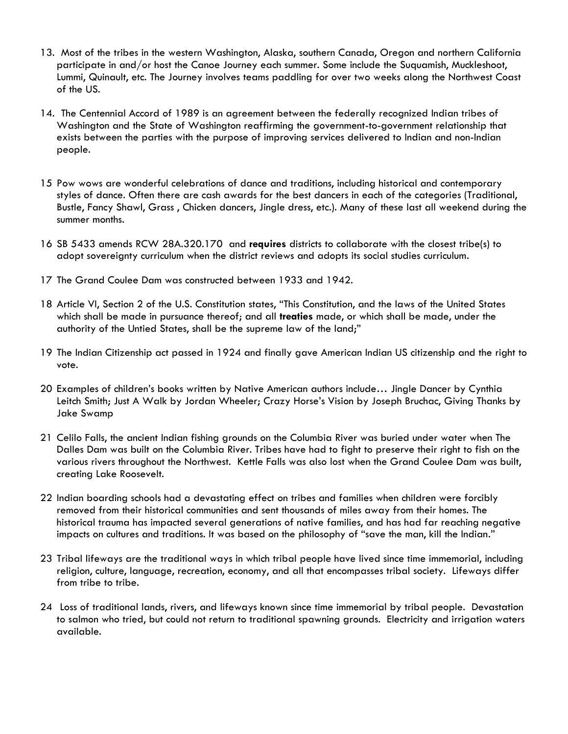13. Most of the tribes in the western Washington, Alaska, southern Canada, Oregon and northern California participate in and/or host the Canoe Journey each summer. Some include the Suquamish, Muckleshoot, Lummi, Quinault, etc. The Journey involves teams paddling for over two weeks along the Northwest Coast of the US.

14. The Centennial Accord of 1989 is an agreement between the federally recognized Indian tribes of Washington and the State of Washington reaffirming the government-to-government relationship that exists between the parties with the purpose of improving services delivered to Indian and non-Indian people.

15 Pow wows are wonderful celebrations of dance and traditions, including historical and contemporary styles of dance. Often there are cash awards for the best dancers in each of the categories (Traditional, Bustle, Fancy Shawl, Grass , Chicken dancers, Jingle dress, etc.). Many of these last all weekend during the summer months.

16 SB 5433 amends RCW 28A.320.170 and **requires** districts to collaborate with the closest tribe(s) to adopt sovereignty curriculum when the district reviews and adopts its social studies curriculum.

17 The Grand Coulee Dam was constructed between 1933 and 1942.

18 Article VI, Section 2 of the U.S. Constitution states, "This Constitution, and the laws of the United States which shall be made in pursuance thereof; and all **treaties** made, or which shall be made, under the authority of the Untied States, shall be the supreme law of the land;"

19 The Indian Citizenship act passed in 1924 and finally gave American Indian US citizenship and the right to vote.

20 Examples of children's books written by Native American authors include… Jingle Dancer by Cynthia Leitch Smith; Just A Walk by Jordan Wheeler; Crazy Horse's Vision by Joseph Bruchac, Giving Thanks by Jake Swamp

21 Celilo Falls, the ancient Indian fishing grounds on the Columbia River was buried under water when The Dalles Dam was built on the Columbia River. Tribes have had to fight to preserve their right to fish on the various rivers throughout the Northwest. Kettle Falls was also lost when the Grand Coulee Dam was built, creating Lake Roosevelt.

22 Indian boarding schools had a devastating effect on tribes and families when children were forcibly removed from their historical communities and sent thousands of miles away from their homes. The historical trauma has impacted several generations of native families, and has had far reaching negative impacts on cultures and traditions. It was based on the philosophy of "save the man, kill the Indian."

23 Tribal lifeways are the traditional ways in which tribal people have lived since time immemorial, including religion, culture, language, recreation, economy, and all that encompasses tribal society. Lifeways differ from tribe to tribe.

24 Loss of traditional lands, rivers, and lifeways known since time immemorial by tribal people. Devastation to salmon who tried, but could not return to traditional spawning grounds. Electricity and irrigation waters available.